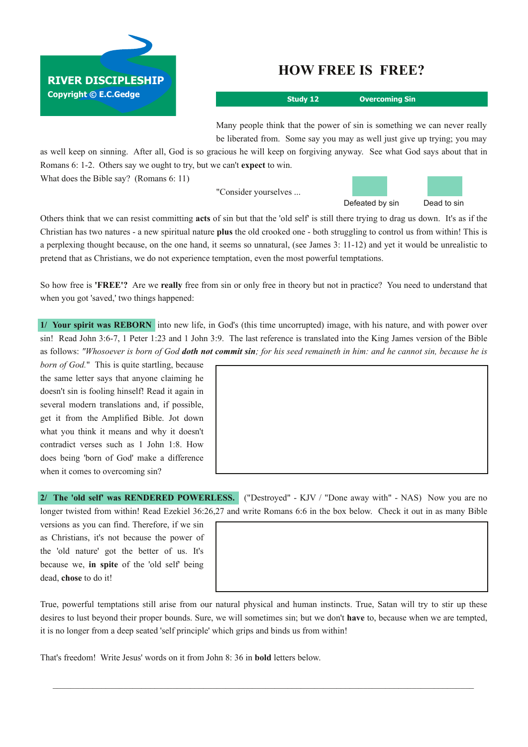**RIVER DISCIPLESHIP**
Copyright © E.C.Gedge

# HOW FREE IS FREE?

**Study 12** **Overcoming Sin**

Many people think that the power of sin is something we can never really be liberated from. Some say you may as well just give up trying; you may as well keep on sinning. After all, God is so gracious he will keep on forgiving anyway. See what God says about that in Romans 6: 1-2. Others say we ought to try, but we can't **expect** to win.

What does the Bible say? (Romans 6: 11)

"Consider yourselves ...

Defeated by sin | Dead to sin

Others think that we can resist committing **acts** of sin but that the 'old self' is still there trying to drag us down. It's as if the Christian has two natures - a new spiritual nature **plus** the old crooked one - both struggling to control us from within! This is a perplexing thought because, on the one hand, it seems so unnatural, (see James 3: 11-12) and yet it would be unrealistic to pretend that as Christians, we do not experience temptation, even the most powerful temptations.

So how free is **'FREE'?** Are we **really** free from sin or only free in theory but not in practice? You need to understand that when you got 'saved,' two things happened:

**1/ Your spirit was REBORN** into new life, in God's (this time uncorrupted) image, with his nature, and with power over sin! Read John 3:6-7, 1 Peter 1:23 and 1 John 3:9. The last reference is translated into the King James version of the Bible as follows: *"Whosoever is born of God* ***doth not commit sin****; for his seed remaineth in him: and he cannot sin, because he is born of God.*" This is quite startling, because the same letter says that anyone claiming he doesn't sin is fooling hinself! Read it again in several modern translations and, if possible, get it from the Amplified Bible. Jot down what you think it means and why it doesn't contradict verses such as 1 John 1:8. How does being 'born of God' make a difference when it comes to overcoming sin?

**2/ The 'old self' was RENDERED POWERLESS.** ("Destroyed" - KJV / "Done away with" - NAS) Now you are no longer twisted from within! Read Ezekiel 36:26,27 and write Romans 6:6 in the box below. Check it out in as many Bible versions as you can find. Therefore, if we sin as Christians, it's not because the power of the 'old nature' got the better of us. It's because we, **in spite** of the 'old self' being dead, **chose** to do it!

True, powerful temptations still arise from our natural physical and human instincts. True, Satan will try to stir up these desires to lust beyond their proper bounds. Sure, we will sometimes sin; but we don't **have** to, because when we are tempted, it is no longer from a deep seated 'self principle' which grips and binds us from within!

That's freedom! Write Jesus' words on it from John 8: 36 in **bold** letters below.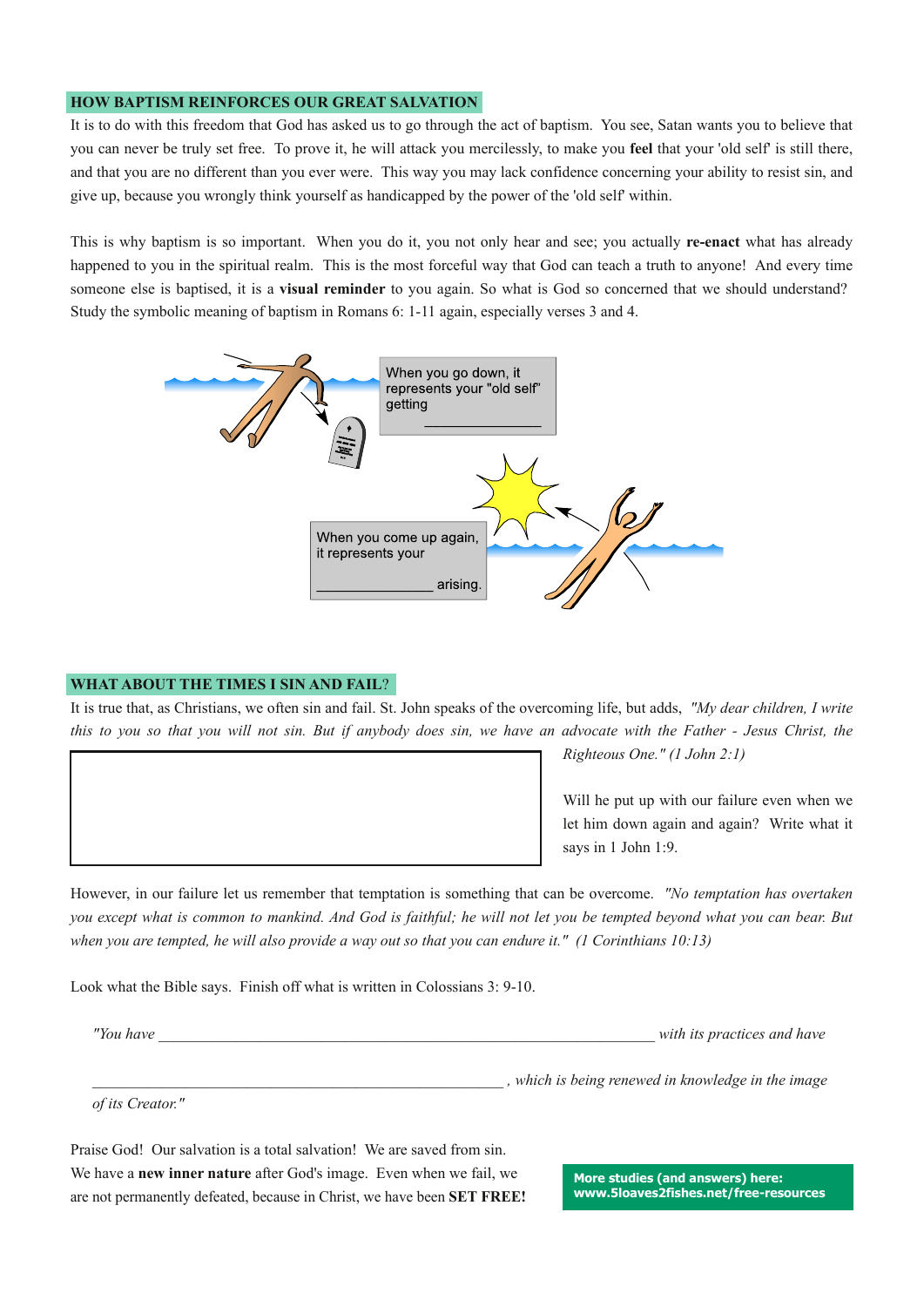## HOW BAPTISM REINFORCES OUR GREAT SALVATION

It is to do with this freedom that God has asked us to go through the act of baptism. You see, Satan wants you to believe that you can never be truly set free. To prove it, he will attack you mercilessly, to make you **feel** that your 'old self' is still there, and that you are no different than you ever were. This way you may lack confidence concerning your ability to resist sin, and give up, because you wrongly think yourself as handicapped by the power of the 'old self' within.

This is why baptism is so important. When you do it, you not only hear and see; you actually **re-enact** what has already happened to you in the spiritual realm. This is the most forceful way that God can teach a truth to anyone! And every time someone else is baptised, it is a **visual reminder** to you again. So what is God so concerned that we should understand? Study the symbolic meaning of baptism in Romans 6: 1-11 again, especially verses 3 and 4.

When you go down, it represents your "old self" getting _______________

When you come up again, it represents your _______________ arising.

## WHAT ABOUT THE TIMES I SIN AND FAIL?

It is true that, as Christians, we often sin and fail. St. John speaks of the overcoming life, but adds, *"My dear children, I write this to you so that you will not sin. But if anybody does sin, we have an advocate with the Father - Jesus Christ, the Righteous One." (1 John 2:1)*

Will he put up with our failure even when we let him down again and again? Write what it says in 1 John 1:9.

However, in our failure let us remember that temptation is something that can be overcome. *"No temptation has overtaken you except what is common to mankind. And God is faithful; he will not let you be tempted beyond what you can bear. But when you are tempted, he will also provide a way out so that you can endure it." (1 Corinthians 10:13)*

Look what the Bible says. Finish off what is written in Colossians 3: 9-10.

*"You have* ________________________________________________ *with its practices and have*

________________________________________________ *, which is being renewed in knowledge in the image of its Creator."*

Praise God! Our salvation is a total salvation! We are saved from sin. We have a **new inner nature** after God's image. Even when we fail, we are not permanently defeated, because in Christ, we have been **SET FREE!**

**More studies (and answers) here: www.5loaves2fishes.net/free-resources**